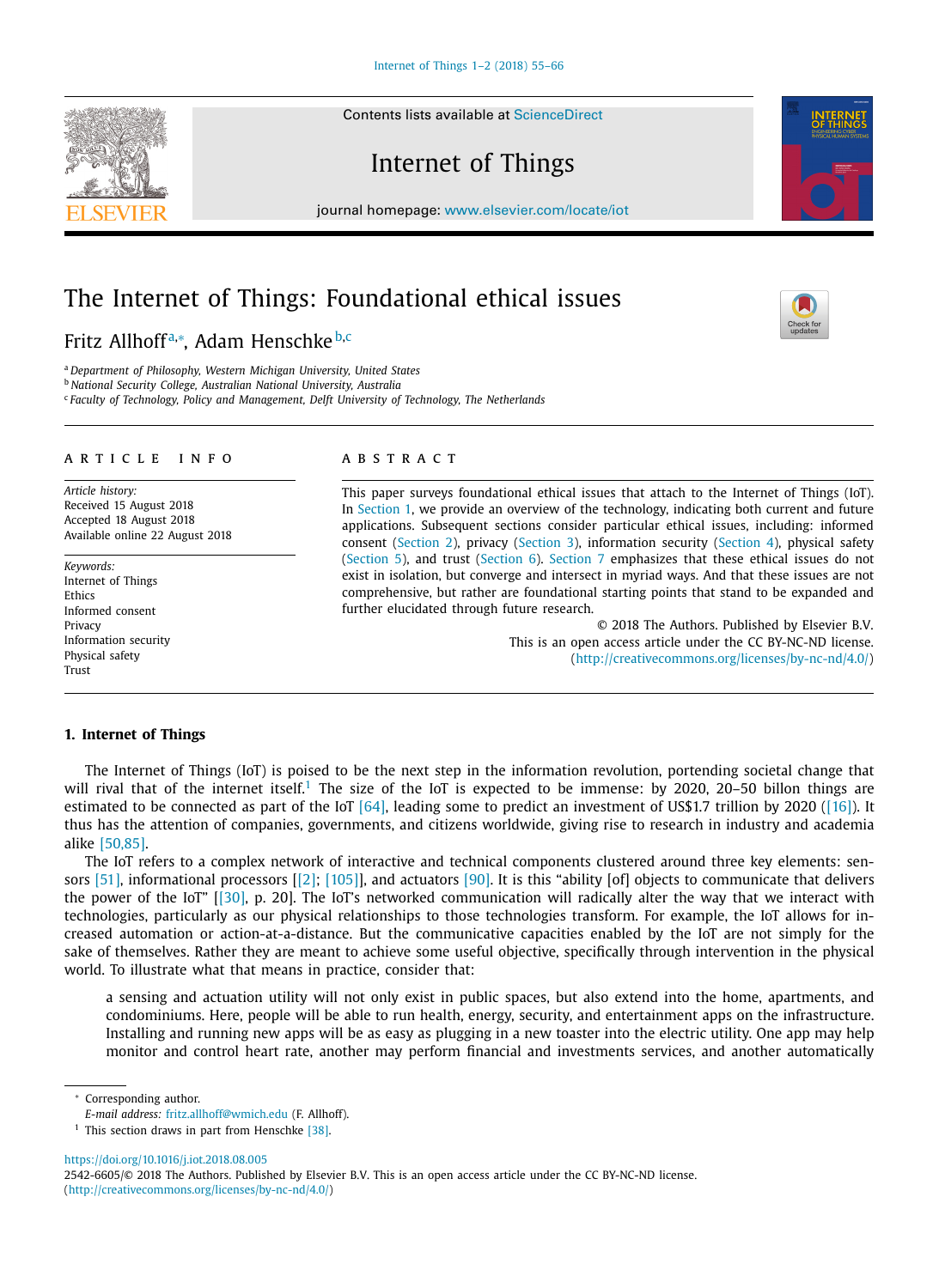# The Internet of Things: Foundational ethical issues

Fritz Allhoff[a,*], Adam Henschke[b,c]

[a] Department of Philosophy, Western Michigan University, United States
[b] National Security College, Australian National University, Australia
[c] Faculty of Technology, Policy and Management, Delft University of Technology, The Netherlands

## ARTICLE INFO

*Article history:*
Received 15 August 2018
Accepted 18 August 2018
Available online 22 August 2018

*Keywords:*
Internet of Things
Ethics
Informed consent
Privacy
Information security
Physical safety
Trust

## ABSTRACT

This paper surveys foundational ethical issues that attach to the Internet of Things (IoT). In Section 1, we provide an overview of the technology, indicating both current and future applications. Subsequent sections consider particular ethical issues, including: informed consent (Section 2), privacy (Section 3), information security (Section 4), physical safety (Section 5), and trust (Section 6). Section 7 emphasizes that these ethical issues do not exist in isolation, but converge and intersect in myriad ways. And that these issues are not comprehensive, but rather are foundational starting points that stand to be expanded and further elucidated through future research.

© 2018 The Authors. Published by Elsevier B.V.
This is an open access article under the CC BY-NC-ND license.
(http://creativecommons.org/licenses/by-nc-nd/4.0/)

## 1. Internet of Things

The Internet of Things (IoT) is poised to be the next step in the information revolution, portending societal change that will rival that of the internet itself.[1] The size of the IoT is expected to be immense: by 2020, 20–50 billon things are estimated to be connected as part of the IoT [64], leading some to predict an investment of US$1.7 trillion by 2020 ([16]). It thus has the attention of companies, governments, and citizens worldwide, giving rise to research in industry and academia alike [50,85].

The IoT refers to a complex network of interactive and technical components clustered around three key elements: sensors [51], informational processors [[2]; [105]], and actuators [90]. It is this "ability [of] objects to communicate that delivers the power of the IoT" [[30], p. 20]. The IoT's networked communication will radically alter the way that we interact with technologies, particularly as our physical relationships to those technologies transform. For example, the IoT allows for increased automation or action-at-a-distance. But the communicative capacities enabled by the IoT are not simply for the sake of themselves. Rather they are meant to achieve some useful objective, specifically through intervention in the physical world. To illustrate what that means in practice, consider that:

> a sensing and actuation utility will not only exist in public spaces, but also extend into the home, apartments, and condominiums. Here, people will be able to run health, energy, security, and entertainment apps on the infrastructure. Installing and running new apps will be as easy as plugging in a new toaster into the electric utility. One app may help monitor and control heart rate, another may perform financial and investments services, and another automatically

\* Corresponding author.
*E-mail address:* fritz.allhoff@wmich.edu (F. Allhoff).
[1] This section draws in part from Henschke [38].

https://doi.org/10.1016/j.iot.2018.08.005
2542-6605/© 2018 The Authors. Published by Elsevier B.V. This is an open access article under the CC BY-NC-ND license. (http://creativecommons.org/licenses/by-nc-nd/4.0/)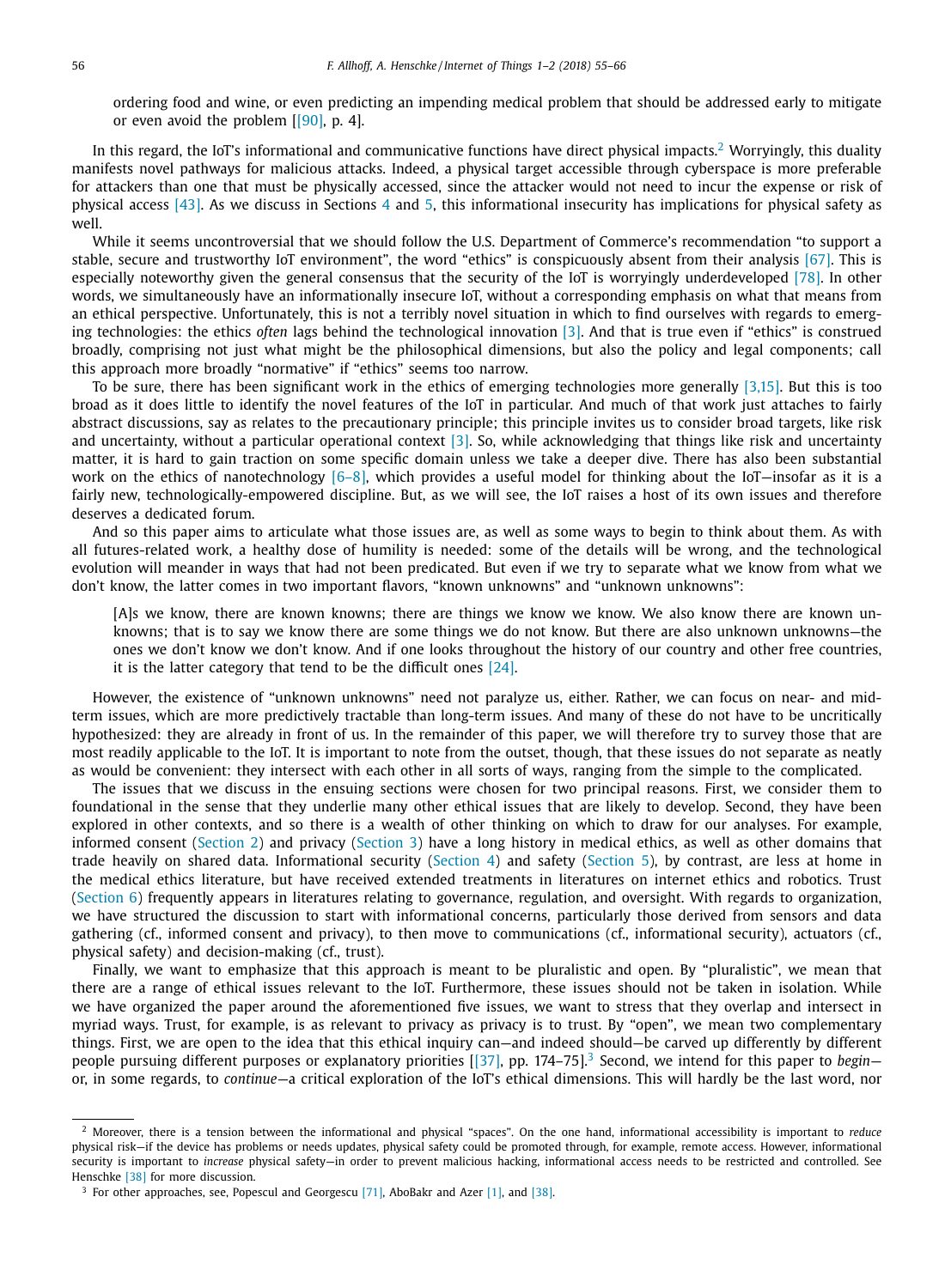ordering food and wine, or even predicting an impending medical problem that should be addressed early to mitigate or even avoid the problem [[90], p. 4].

In this regard, the IoT's informational and communicative functions have direct physical impacts.[2] Worryingly, this duality manifests novel pathways for malicious attacks. Indeed, a physical target accessible through cyberspace is more preferable for attackers than one that must be physically accessed, since the attacker would not need to incur the expense or risk of physical access [43]. As we discuss in Sections 4 and 5, this informational insecurity has implications for physical safety as well.

While it seems uncontroversial that we should follow the U.S. Department of Commerce's recommendation "to support a stable, secure and trustworthy IoT environment", the word "ethics" is conspicuously absent from their analysis [67]. This is especially noteworthy given the general consensus that the security of the IoT is worryingly underdeveloped [78]. In other words, we simultaneously have an informationally insecure IoT, without a corresponding emphasis on what that means from an ethical perspective. Unfortunately, this is not a terribly novel situation in which to find ourselves with regards to emerging technologies: the ethics *often* lags behind the technological innovation [3]. And that is true even if "ethics" is construed broadly, comprising not just what might be the philosophical dimensions, but also the policy and legal components; call this approach more broadly "normative" if "ethics" seems too narrow.

To be sure, there has been significant work in the ethics of emerging technologies more generally [3,15]. But this is too broad as it does little to identify the novel features of the IoT in particular. And much of that work just attaches to fairly abstract discussions, say as relates to the precautionary principle; this principle invites us to consider broad targets, like risk and uncertainty, without a particular operational context [3]. So, while acknowledging that things like risk and uncertainty matter, it is hard to gain traction on some specific domain unless we take a deeper dive. There has also been substantial work on the ethics of nanotechnology [6–8], which provides a useful model for thinking about the IoT—insofar as it is a fairly new, technologically-empowered discipline. But, as we will see, the IoT raises a host of its own issues and therefore deserves a dedicated forum.

And so this paper aims to articulate what those issues are, as well as some ways to begin to think about them. As with all futures-related work, a healthy dose of humility is needed: some of the details will be wrong, and the technological evolution will meander in ways that had not been predicated. But even if we try to separate what we know from what we don't know, the latter comes in two important flavors, "known unknowns" and "unknown unknowns":

> [A]s we know, there are known knowns; there are things we know we know. We also know there are known unknowns; that is to say we know there are some things we do not know. But there are also unknown unknowns—the ones we don't know we don't know. And if one looks throughout the history of our country and other free countries, it is the latter category that tend to be the difficult ones [24].

However, the existence of "unknown unknowns" need not paralyze us, either. Rather, we can focus on near- and mid-term issues, which are more predictively tractable than long-term issues. And many of these do not have to be uncritically hypothesized: they are already in front of us. In the remainder of this paper, we will therefore try to survey those that are most readily applicable to the IoT. It is important to note from the outset, though, that these issues do not separate as neatly as would be convenient: they intersect with each other in all sorts of ways, ranging from the simple to the complicated.

The issues that we discuss in the ensuing sections were chosen for two principal reasons. First, we consider them to foundational in the sense that they underlie many other ethical issues that are likely to develop. Second, they have been explored in other contexts, and so there is a wealth of other thinking on which to draw for our analyses. For example, informed consent (Section 2) and privacy (Section 3) have a long history in medical ethics, as well as other domains that trade heavily on shared data. Informational security (Section 4) and safety (Section 5), by contrast, are less at home in the medical ethics literature, but have received extended treatments in literatures on internet ethics and robotics. Trust (Section 6) frequently appears in literatures relating to governance, regulation, and oversight. With regards to organization, we have structured the discussion to start with informational concerns, particularly those derived from sensors and data gathering (cf., informed consent and privacy), to then move to communications (cf., informational security), actuators (cf., physical safety) and decision-making (cf., trust).

Finally, we want to emphasize that this approach is meant to be pluralistic and open. By "pluralistic", we mean that there are a range of ethical issues relevant to the IoT. Furthermore, these issues should not be taken in isolation. While we have organized the paper around the aforementioned five issues, we want to stress that they overlap and intersect in myriad ways. Trust, for example, is as relevant to privacy as privacy is to trust. By "open", we mean two complementary things. First, we are open to the idea that this ethical inquiry can—and indeed should—be carved up differently by different people pursuing different purposes or explanatory priorities [[37], pp. 174–75].[3] Second, we intend for this paper to *begin*—or, in some regards, to *continue*—a critical exploration of the IoT's ethical dimensions. This will hardly be the last word, nor

---

[2] Moreover, there is a tension between the informational and physical "spaces". On the one hand, informational accessibility is important to *reduce* physical risk—if the device has problems or needs updates, physical safety could be promoted through, for example, remote access. However, informational security is important to *increase* physical safety—in order to prevent malicious hacking, informational access needs to be restricted and controlled. See Henschke [38] for more discussion.

[3] For other approaches, see, Popescul and Georgescu [71], AboBakr and Azer [1], and [38].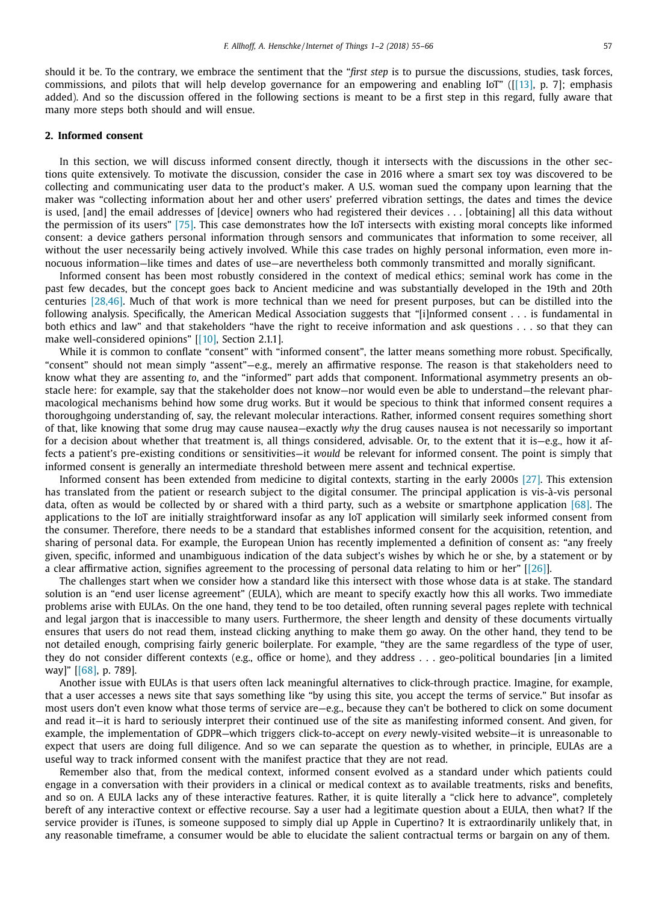should it be. To the contrary, we embrace the sentiment that the "*first step* is to pursue the discussions, studies, task forces, commissions, and pilots that will help develop governance for an empowering and enabling IoT" ([[13], p. 7]; emphasis added). And so the discussion offered in the following sections is meant to be a first step in this regard, fully aware that many more steps both should and will ensue.

## 2. Informed consent

In this section, we will discuss informed consent directly, though it intersects with the discussions in the other sections quite extensively. To motivate the discussion, consider the case in 2016 where a smart sex toy was discovered to be collecting and communicating user data to the product's maker. A U.S. woman sued the company upon learning that the maker was "collecting information about her and other users' preferred vibration settings, the dates and times the device is used, [and] the email addresses of [device] owners who had registered their devices . . . [obtaining] all this data without the permission of its users" [75]. This case demonstrates how the IoT intersects with existing moral concepts like informed consent: a device gathers personal information through sensors and communicates that information to some receiver, all without the user necessarily being actively involved. While this case trades on highly personal information, even more innocuous information—like times and dates of use—are nevertheless both commonly transmitted and morally significant.

Informed consent has been most robustly considered in the context of medical ethics; seminal work has come in the past few decades, but the concept goes back to Ancient medicine and was substantially developed in the 19th and 20th centuries [28,46]. Much of that work is more technical than we need for present purposes, but can be distilled into the following analysis. Specifically, the American Medical Association suggests that "[i]nformed consent . . . is fundamental in both ethics and law" and that stakeholders "have the right to receive information and ask questions . . . so that they can make well-considered opinions" [[10], Section 2.1.1].

While it is common to conflate "consent" with "informed consent", the latter means something more robust. Specifically, "consent" should not mean simply "assent"—e.g., merely an affirmative response. The reason is that stakeholders need to know what they are assenting *to*, and the "informed" part adds that component. Informational asymmetry presents an obstacle here: for example, say that the stakeholder does not know—nor would even be able to understand—the relevant pharmacological mechanisms behind how some drug works. But it would be specious to think that informed consent requires a thoroughgoing understanding of, say, the relevant molecular interactions. Rather, informed consent requires something short of that, like knowing that some drug may cause nausea—exactly *why* the drug causes nausea is not necessarily so important for a decision about whether that treatment is, all things considered, advisable. Or, to the extent that it is—e.g., how it affects a patient's pre-existing conditions or sensitivities—it *would* be relevant for informed consent. The point is simply that informed consent is generally an intermediate threshold between mere assent and technical expertise.

Informed consent has been extended from medicine to digital contexts, starting in the early 2000s [27]. This extension has translated from the patient or research subject to the digital consumer. The principal application is vis-à-vis personal data, often as would be collected by or shared with a third party, such as a website or smartphone application [68]. The applications to the IoT are initially straightforward insofar as any IoT application will similarly seek informed consent from the consumer. Therefore, there needs to be a standard that establishes informed consent for the acquisition, retention, and sharing of personal data. For example, the European Union has recently implemented a definition of consent as: "any freely given, specific, informed and unambiguous indication of the data subject's wishes by which he or she, by a statement or by a clear affirmative action, signifies agreement to the processing of personal data relating to him or her" [[26]].

The challenges start when we consider how a standard like this intersect with those whose data is at stake. The standard solution is an "end user license agreement" (EULA), which are meant to specify exactly how this all works. Two immediate problems arise with EULAs. On the one hand, they tend to be too detailed, often running several pages replete with technical and legal jargon that is inaccessible to many users. Furthermore, the sheer length and density of these documents virtually ensures that users do not read them, instead clicking anything to make them go away. On the other hand, they tend to be not detailed enough, comprising fairly generic boilerplate. For example, "they are the same regardless of the type of user, they do not consider different contexts (e.g., office or home), and they address . . . geo-political boundaries [in a limited way]" [[68], p. 789].

Another issue with EULAs is that users often lack meaningful alternatives to click-through practice. Imagine, for example, that a user accesses a news site that says something like "by using this site, you accept the terms of service." But insofar as most users don't even know what those terms of service are—e.g., because they can't be bothered to click on some document and read it—it is hard to seriously interpret their continued use of the site as manifesting informed consent. And given, for example, the implementation of GDPR—which triggers click-to-accept on *every* newly-visited website—it is unreasonable to expect that users are doing full diligence. And so we can separate the question as to whether, in principle, EULAs are a useful way to track informed consent with the manifest practice that they are not read.

Remember also that, from the medical context, informed consent evolved as a standard under which patients could engage in a conversation with their providers in a clinical or medical context as to available treatments, risks and benefits, and so on. A EULA lacks any of these interactive features. Rather, it is quite literally a "click here to advance", completely bereft of any interactive context or effective recourse. Say a user had a legitimate question about a EULA, then what? If the service provider is iTunes, is someone supposed to simply dial up Apple in Cupertino? It is extraordinarily unlikely that, in any reasonable timeframe, a consumer would be able to elucidate the salient contractual terms or bargain on any of them.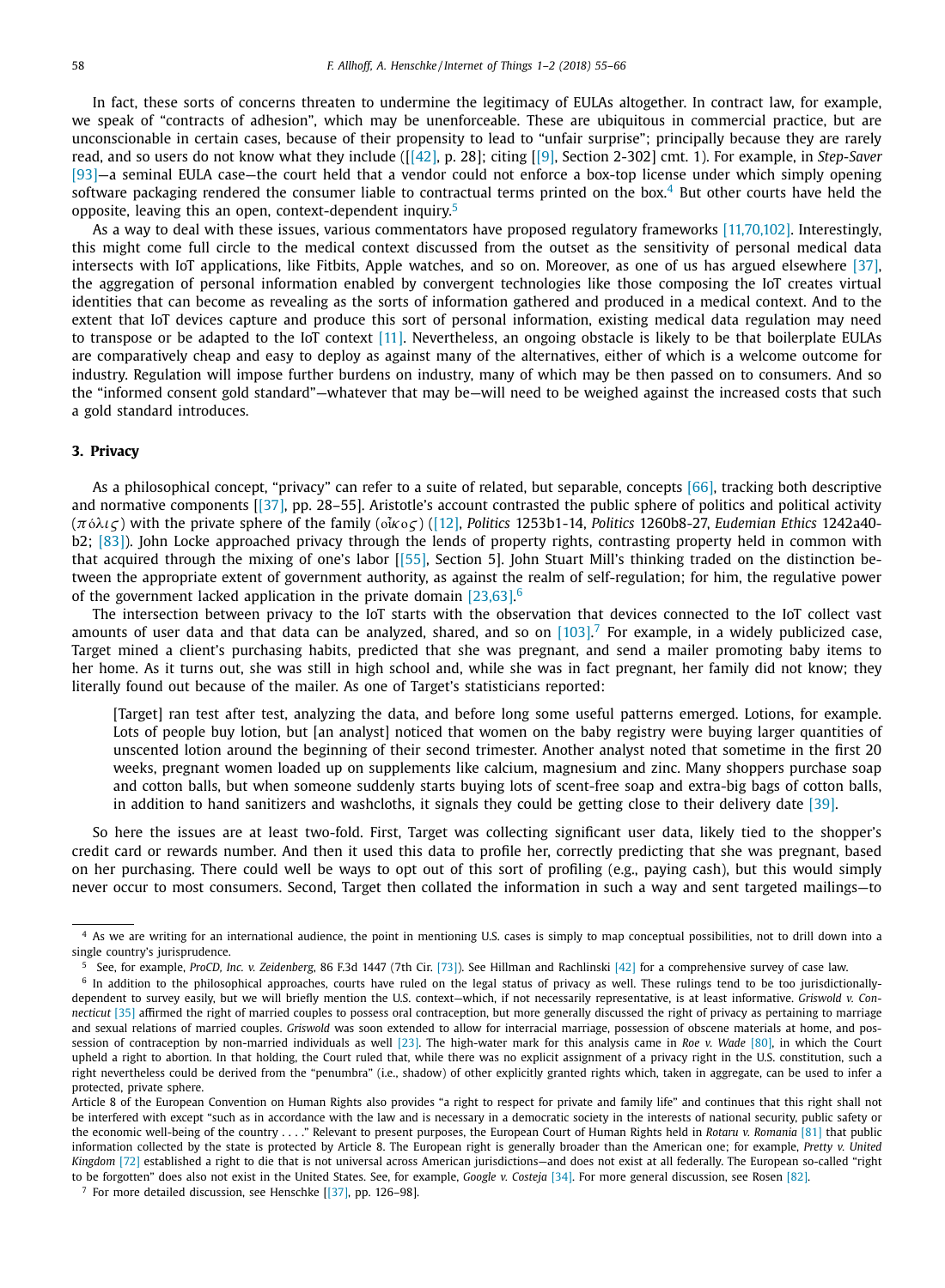In fact, these sorts of concerns threaten to undermine the legitimacy of EULAs altogether. In contract law, for example, we speak of "contracts of adhesion", which may be unenforceable. These are ubiquitous in commercial practice, but are unconscionable in certain cases, because of their propensity to lead to "unfair surprise"; principally because they are rarely read, and so users do not know what they include ([[42], p. 28]; citing [[9], Section 2-302] cmt. 1). For example, in *Step-Saver* [93]—a seminal EULA case—the court held that a vendor could not enforce a box-top license under which simply opening software packaging rendered the consumer liable to contractual terms printed on the box.[4] But other courts have held the opposite, leaving this an open, context-dependent inquiry.[5]

As a way to deal with these issues, various commentators have proposed regulatory frameworks [11,70,102]. Interestingly, this might come full circle to the medical context discussed from the outset as the sensitivity of personal medical data intersects with IoT applications, like Fitbits, Apple watches, and so on. Moreover, as one of us has argued elsewhere [37], the aggregation of personal information enabled by convergent technologies like those composing the IoT creates virtual identities that can become as revealing as the sorts of information gathered and produced in a medical context. And to the extent that IoT devices capture and produce this sort of personal information, existing medical data regulation may need to transpose or be adapted to the IoT context [11]. Nevertheless, an ongoing obstacle is likely to be that boilerplate EULAs are comparatively cheap and easy to deploy as against many of the alternatives, either of which is a welcome outcome for industry. Regulation will impose further burdens on industry, many of which may be then passed on to consumers. And so the "informed consent gold standard"—whatever that may be—will need to be weighed against the increased costs that such a gold standard introduces.

## 3. Privacy

As a philosophical concept, "privacy" can refer to a suite of related, but separable, concepts [66], tracking both descriptive and normative components [[37], pp. 28–55]. Aristotle's account contrasted the public sphere of politics and political activity (πόλις) with the private sphere of the family (οἶκος) ([12], *Politics* 1253b1-14, *Politics* 1260b8-27, *Eudemian Ethics* 1242a40-b2; [83]). John Locke approached privacy through the lends of property rights, contrasting property held in common with that acquired through the mixing of one's labor [[55], Section 5]. John Stuart Mill's thinking traded on the distinction between the appropriate extent of government authority, as against the realm of self-regulation; for him, the regulative power of the government lacked application in the private domain [23,63].[6]

The intersection between privacy to the IoT starts with the observation that devices connected to the IoT collect vast amounts of user data and that data can be analyzed, shared, and so on [103].[7] For example, in a widely publicized case, Target mined a client's purchasing habits, predicted that she was pregnant, and send a mailer promoting baby items to her home. As it turns out, she was still in high school and, while she was in fact pregnant, her family did not know; they literally found out because of the mailer. As one of Target's statisticians reported:

> [Target] ran test after test, analyzing the data, and before long some useful patterns emerged. Lotions, for example. Lots of people buy lotion, but [an analyst] noticed that women on the baby registry were buying larger quantities of unscented lotion around the beginning of their second trimester. Another analyst noted that sometime in the first 20 weeks, pregnant women loaded up on supplements like calcium, magnesium and zinc. Many shoppers purchase soap and cotton balls, but when someone suddenly starts buying lots of scent-free soap and extra-big bags of cotton balls, in addition to hand sanitizers and washcloths, it signals they could be getting close to their delivery date [39].

So here the issues are at least two-fold. First, Target was collecting significant user data, likely tied to the shopper's credit card or rewards number. And then it used this data to profile her, correctly predicting that she was pregnant, based on her purchasing. There could well be ways to opt out of this sort of profiling (e.g., paying cash), but this would simply never occur to most consumers. Second, Target then collated the information in such a way and sent targeted mailings—to

---

[4] As we are writing for an international audience, the point in mentioning U.S. cases is simply to map conceptual possibilities, not to drill down into a single country's jurisprudence.

[5] See, for example, *ProCD, Inc. v. Zeidenberg*, 86 F.3d 1447 (7th Cir. [73]). See Hillman and Rachlinski [42] for a comprehensive survey of case law.

[6] In addition to the philosophical approaches, courts have ruled on the legal status of privacy as well. These rulings tend to be too jurisdictionally-dependent to survey easily, but we will briefly mention the U.S. context—which, if not necessarily representative, is at least informative. *Griswold v. Connecticut* [35] affirmed the right of married couples to possess oral contraception, but more generally discussed the right of privacy as pertaining to marriage and sexual relations of married couples. *Griswold* was soon extended to allow for interracial marriage, possession of obscene materials at home, and possession of contraception by non-married individuals as well [23]. The high-water mark for this analysis came in *Roe v. Wade* [80], in which the Court upheld a right to abortion. In that holding, the Court ruled that, while there was no explicit assignment of a privacy right in the U.S. constitution, such a right nevertheless could be derived from the "penumbra" (i.e., shadow) of other explicitly granted rights which, taken in aggregate, can be used to infer a protected, private sphere.

Article 8 of the European Convention on Human Rights also provides "a right to respect for private and family life" and continues that this right shall not be interfered with except "such as in accordance with the law and is necessary in a democratic society in the interests of national security, public safety or the economic well-being of the country . . . ." Relevant to present purposes, the European Court of Human Rights held in *Rotaru v. Romania* [81] that public information collected by the state is protected by Article 8. The European right is generally broader than the American one; for example, *Pretty v. United Kingdom* [72] established a right to die that is not universal across American jurisdictions—and does not exist at all federally. The European so-called "right to be forgotten" does also not exist in the United States. See, for example, *Google v. Costeja* [34]. For more general discussion, see Rosen [82].

[7] For more detailed discussion, see Henschke [[37], pp. 126–98].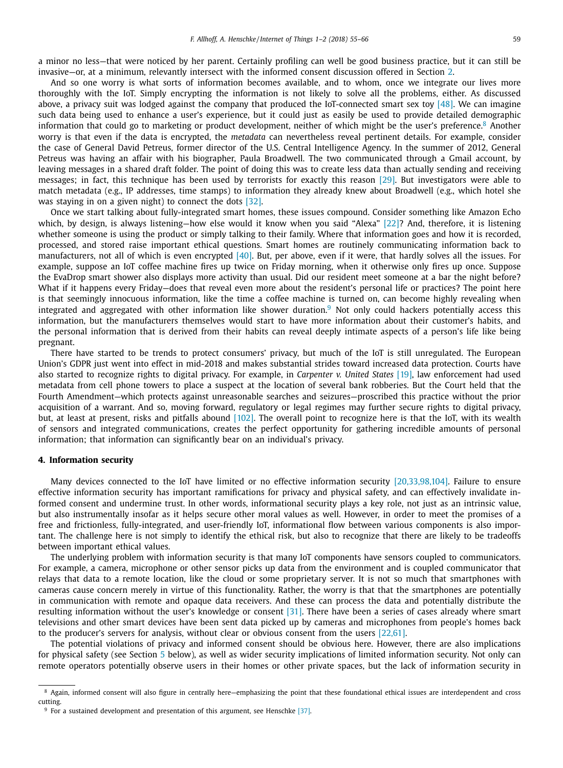a minor no less—that were noticed by her parent. Certainly profiling can well be good business practice, but it can still be invasive—or, at a minimum, relevantly intersect with the informed consent discussion offered in Section 2.

And so one worry is what sorts of information becomes available, and to whom, once we integrate our lives more thoroughly with the IoT. Simply encrypting the information is not likely to solve all the problems, either. As discussed above, a privacy suit was lodged against the company that produced the IoT-connected smart sex toy [48]. We can imagine such data being used to enhance a user's experience, but it could just as easily be used to provide detailed demographic information that could go to marketing or product development, neither of which might be the user's preference.[8] Another worry is that even if the data is encrypted, the *metadata* can nevertheless reveal pertinent details. For example, consider the case of General David Petreus, former director of the U.S. Central Intelligence Agency. In the summer of 2012, General Petreus was having an affair with his biographer, Paula Broadwell. The two communicated through a Gmail account, by leaving messages in a shared draft folder. The point of doing this was to create less data than actually sending and receiving messages; in fact, this technique has been used by terrorists for exactly this reason [29]. But investigators were able to match metadata (e.g., IP addresses, time stamps) to information they already knew about Broadwell (e.g., which hotel she was staying in on a given night) to connect the dots [32].

Once we start talking about fully-integrated smart homes, these issues compound. Consider something like Amazon Echo which, by design, is always listening—how else would it know when you said "Alexa" [22]? And, therefore, it is listening whether someone is using the product or simply talking to their family. Where that information goes and how it is recorded, processed, and stored raise important ethical questions. Smart homes are routinely communicating information back to manufacturers, not all of which is even encrypted [40]. But, per above, even if it were, that hardly solves all the issues. For example, suppose an IoT coffee machine fires up twice on Friday morning, when it otherwise only fires up once. Suppose the EvaDrop smart shower also displays more activity than usual. Did our resident meet someone at a bar the night before? What if it happens every Friday—does that reveal even more about the resident's personal life or practices? The point here is that seemingly innocuous information, like the time a coffee machine is turned on, can become highly revealing when integrated and aggregated with other information like shower duration.[9] Not only could hackers potentially access this information, but the manufacturers themselves would start to have more information about their customer's habits, and the personal information that is derived from their habits can reveal deeply intimate aspects of a person's life like being pregnant.

There have started to be trends to protect consumers' privacy, but much of the IoT is still unregulated. The European Union's GDPR just went into effect in mid-2018 and makes substantial strides toward increased data protection. Courts have also started to recognize rights to digital privacy. For example, in *Carpenter v. United States* [19], law enforcement had used metadata from cell phone towers to place a suspect at the location of several bank robberies. But the Court held that the Fourth Amendment—which protects against unreasonable searches and seizures—proscribed this practice without the prior acquisition of a warrant. And so, moving forward, regulatory or legal regimes may further secure rights to digital privacy, but, at least at present, risks and pitfalls abound [102]. The overall point to recognize here is that the IoT, with its wealth of sensors and integrated communications, creates the perfect opportunity for gathering incredible amounts of personal information; that information can significantly bear on an individual's privacy.

## 4. Information security

Many devices connected to the IoT have limited or no effective information security [20,33,98,104]. Failure to ensure effective information security has important ramifications for privacy and physical safety, and can effectively invalidate informed consent and undermine trust. In other words, informational security plays a key role, not just as an intrinsic value, but also instrumentally insofar as it helps secure other moral values as well. However, in order to meet the promises of a free and frictionless, fully-integrated, and user-friendly IoT, informational flow between various components is also important. The challenge here is not simply to identify the ethical risk, but also to recognize that there are likely to be tradeoffs between important ethical values.

The underlying problem with information security is that many IoT components have sensors coupled to communicators. For example, a camera, microphone or other sensor picks up data from the environment and is coupled communicator that relays that data to a remote location, like the cloud or some proprietary server. It is not so much that smartphones with cameras cause concern merely in virtue of this functionality. Rather, the worry is that that the smartphones are potentially in communication with remote and opaque data receivers. And these can process the data and potentially distribute the resulting information without the user's knowledge or consent [31]. There have been a series of cases already where smart televisions and other smart devices have been sent data picked up by cameras and microphones from people's homes back to the producer's servers for analysis, without clear or obvious consent from the users [22,61].

The potential violations of privacy and informed consent should be obvious here. However, there are also implications for physical safety (see Section 5 below), as well as wider security implications of limited information security. Not only can remote operators potentially observe users in their homes or other private spaces, but the lack of information security in

[8] Again, informed consent will also figure in centrally here—emphasizing the point that these foundational ethical issues are interdependent and cross cutting.

[9] For a sustained development and presentation of this argument, see Henschke [37].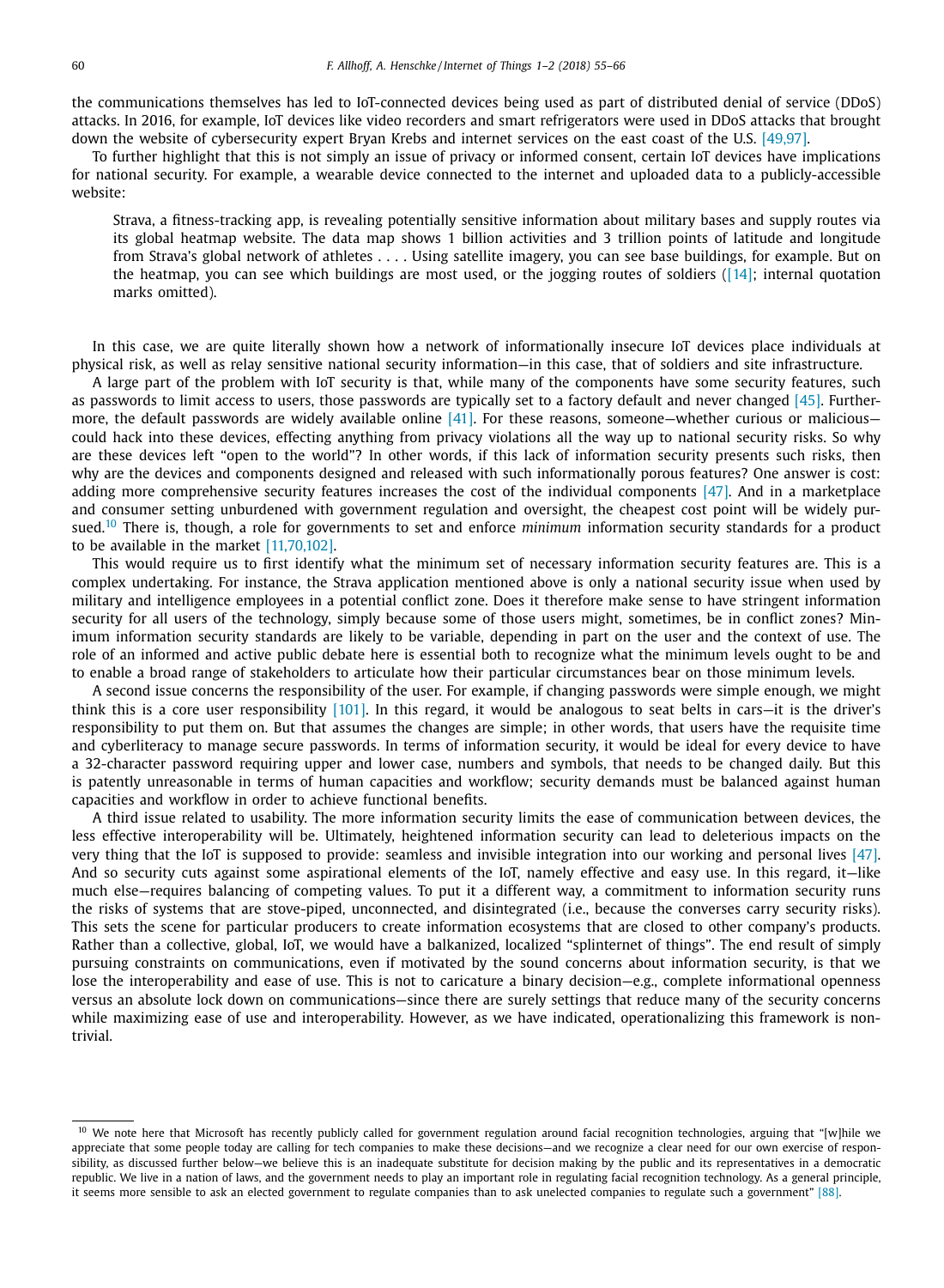the communications themselves has led to IoT-connected devices being used as part of distributed denial of service (DDoS) attacks. In 2016, for example, IoT devices like video recorders and smart refrigerators were used in DDoS attacks that brought down the website of cybersecurity expert Bryan Krebs and internet services on the east coast of the U.S. [49,97].

To further highlight that this is not simply an issue of privacy or informed consent, certain IoT devices have implications for national security. For example, a wearable device connected to the internet and uploaded data to a publicly-accessible website:

> Strava, a fitness-tracking app, is revealing potentially sensitive information about military bases and supply routes via its global heatmap website. The data map shows 1 billion activities and 3 trillion points of latitude and longitude from Strava's global network of athletes . . . . Using satellite imagery, you can see base buildings, for example. But on the heatmap, you can see which buildings are most used, or the jogging routes of soldiers ([14]; internal quotation marks omitted).

In this case, we are quite literally shown how a network of informationally insecure IoT devices place individuals at physical risk, as well as relay sensitive national security information—in this case, that of soldiers and site infrastructure.

A large part of the problem with IoT security is that, while many of the components have some security features, such as passwords to limit access to users, those passwords are typically set to a factory default and never changed [45]. Furthermore, the default passwords are widely available online [41]. For these reasons, someone—whether curious or malicious—could hack into these devices, effecting anything from privacy violations all the way up to national security risks. So why are these devices left "open to the world"? In other words, if this lack of information security presents such risks, then why are the devices and components designed and released with such informationally porous features? One answer is cost: adding more comprehensive security features increases the cost of the individual components [47]. And in a marketplace and consumer setting unburdened with government regulation and oversight, the cheapest cost point will be widely pursued.[10] There is, though, a role for governments to set and enforce *minimum* information security standards for a product to be available in the market [11,70,102].

This would require us to first identify what the minimum set of necessary information security features are. This is a complex undertaking. For instance, the Strava application mentioned above is only a national security issue when used by military and intelligence employees in a potential conflict zone. Does it therefore make sense to have stringent information security for all users of the technology, simply because some of those users might, sometimes, be in conflict zones? Minimum information security standards are likely to be variable, depending in part on the user and the context of use. The role of an informed and active public debate here is essential both to recognize what the minimum levels ought to be and to enable a broad range of stakeholders to articulate how their particular circumstances bear on those minimum levels.

A second issue concerns the responsibility of the user. For example, if changing passwords were simple enough, we might think this is a core user responsibility [101]. In this regard, it would be analogous to seat belts in cars—it is the driver's responsibility to put them on. But that assumes the changes are simple; in other words, that users have the requisite time and cyberliteracy to manage secure passwords. In terms of information security, it would be ideal for every device to have a 32-character password requiring upper and lower case, numbers and symbols, that needs to be changed daily. But this is patently unreasonable in terms of human capacities and workflow; security demands must be balanced against human capacities and workflow in order to achieve functional benefits.

A third issue related to usability. The more information security limits the ease of communication between devices, the less effective interoperability will be. Ultimately, heightened information security can lead to deleterious impacts on the very thing that the IoT is supposed to provide: seamless and invisible integration into our working and personal lives [47]. And so security cuts against some aspirational elements of the IoT, namely effective and easy use. In this regard, it—like much else—requires balancing of competing values. To put it a different way, a commitment to information security runs the risks of systems that are stove-piped, unconnected, and disintegrated (i.e., because the converses carry security risks). This sets the scene for particular producers to create information ecosystems that are closed to other company's products. Rather than a collective, global, IoT, we would have a balkanized, localized "splinternet of things". The end result of simply pursuing constraints on communications, even if motivated by the sound concerns about information security, is that we lose the interoperability and ease of use. This is not to caricature a binary decision—e.g., complete informational openness versus an absolute lock down on communications—since there are surely settings that reduce many of the security concerns while maximizing ease of use and interoperability. However, as we have indicated, operationalizing this framework is non-trivial.

---

[10] We note here that Microsoft has recently publicly called for government regulation around facial recognition technologies, arguing that "[w]hile we appreciate that some people today are calling for tech companies to make these decisions—and we recognize a clear need for our own exercise of responsibility, as discussed further below—we believe this is an inadequate substitute for decision making by the public and its representatives in a democratic republic. We live in a nation of laws, and the government needs to play an important role in regulating facial recognition technology. As a general principle, it seems more sensible to ask an elected government to regulate companies than to ask unelected companies to regulate such a government" [88].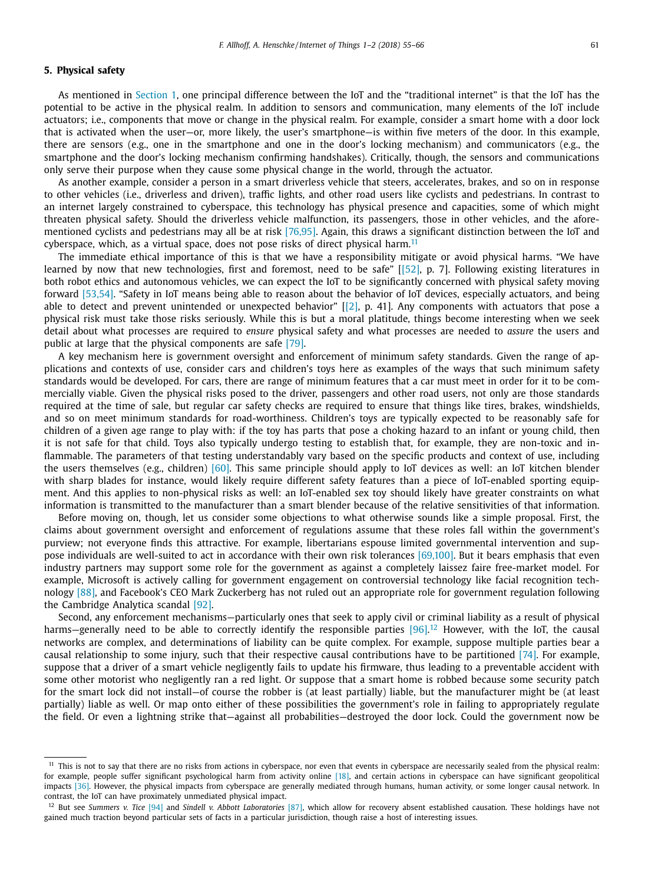## 5. Physical safety

As mentioned in Section 1, one principal difference between the IoT and the "traditional internet" is that the IoT has the potential to be active in the physical realm. In addition to sensors and communication, many elements of the IoT include actuators; i.e., components that move or change in the physical realm. For example, consider a smart home with a door lock that is activated when the user—or, more likely, the user's smartphone—is within five meters of the door. In this example, there are sensors (e.g., one in the smartphone and one in the door's locking mechanism) and communicators (e.g., the smartphone and the door's locking mechanism confirming handshakes). Critically, though, the sensors and communications only serve their purpose when they cause some physical change in the world, through the actuator.

As another example, consider a person in a smart driverless vehicle that steers, accelerates, brakes, and so on in response to other vehicles (i.e., driverless and driven), traffic lights, and other road users like cyclists and pedestrians. In contrast to an internet largely constrained to cyberspace, this technology has physical presence and capacities, some of which might threaten physical safety. Should the driverless vehicle malfunction, its passengers, those in other vehicles, and the aforementioned cyclists and pedestrians may all be at risk [76,95]. Again, this draws a significant distinction between the IoT and cyberspace, which, as a virtual space, does not pose risks of direct physical harm.[11]

The immediate ethical importance of this is that we have a responsibility mitigate or avoid physical harms. "We have learned by now that new technologies, first and foremost, need to be safe" [[52], p. 7]. Following existing literatures in both robot ethics and autonomous vehicles, we can expect the IoT to be significantly concerned with physical safety moving forward [53,54]. "Safety in IoT means being able to reason about the behavior of IoT devices, especially actuators, and being able to detect and prevent unintended or unexpected behavior" [[2], p. 41]. Any components with actuators that pose a physical risk must take those risks seriously. While this is but a moral platitude, things become interesting when we seek detail about what processes are required to *ensure* physical safety and what processes are needed to *assure* the users and public at large that the physical components are safe [79].

A key mechanism here is government oversight and enforcement of minimum safety standards. Given the range of applications and contexts of use, consider cars and children's toys here as examples of the ways that such minimum safety standards would be developed. For cars, there are range of minimum features that a car must meet in order for it to be commercially viable. Given the physical risks posed to the driver, passengers and other road users, not only are those standards required at the time of sale, but regular car safety checks are required to ensure that things like tires, brakes, windshields, and so on meet minimum standards for road-worthiness. Children's toys are typically expected to be reasonably safe for children of a given age range to play with: if the toy has parts that pose a choking hazard to an infant or young child, then it is not safe for that child. Toys also typically undergo testing to establish that, for example, they are non-toxic and inflammable. The parameters of that testing understandably vary based on the specific products and context of use, including the users themselves (e.g., children) [60]. This same principle should apply to IoT devices as well: an IoT kitchen blender with sharp blades for instance, would likely require different safety features than a piece of IoT-enabled sporting equipment. And this applies to non-physical risks as well: an IoT-enabled sex toy should likely have greater constraints on what information is transmitted to the manufacturer than a smart blender because of the relative sensitivities of that information.

Before moving on, though, let us consider some objections to what otherwise sounds like a simple proposal. First, the claims about government oversight and enforcement of regulations assume that these roles fall within the government's purview; not everyone finds this attractive. For example, libertarians espouse limited governmental intervention and suppose individuals are well-suited to act in accordance with their own risk tolerances [69,100]. But it bears emphasis that even industry partners may support some role for the government as against a completely laissez faire free-market model. For example, Microsoft is actively calling for government engagement on controversial technology like facial recognition technology [88], and Facebook's CEO Mark Zuckerberg has not ruled out an appropriate role for government regulation following the Cambridge Analytica scandal [92].

Second, any enforcement mechanisms—particularly ones that seek to apply civil or criminal liability as a result of physical harms—generally need to be able to correctly identify the responsible parties [96].[12] However, with the IoT, the causal networks are complex, and determinations of liability can be quite complex. For example, suppose multiple parties bear a causal relationship to some injury, such that their respective causal contributions have to be partitioned [74]. For example, suppose that a driver of a smart vehicle negligently fails to update his firmware, thus leading to a preventable accident with some other motorist who negligently ran a red light. Or suppose that a smart home is robbed because some security patch for the smart lock did not install—of course the robber is (at least partially) liable, but the manufacturer might be (at least partially) liable as well. Or map onto either of these possibilities the government's role in failing to appropriately regulate the field. Or even a lightning strike that—against all probabilities—destroyed the door lock. Could the government now be

---

[11] This is not to say that there are no risks from actions in cyberspace, nor even that events in cyberspace are necessarily sealed from the physical realm: for example, people suffer significant psychological harm from activity online [18], and certain actions in cyberspace can have significant geopolitical impacts [36]. However, the physical impacts from cyberspace are generally mediated through humans, human activity, or some longer causal network. In contrast, the IoT can have proximately unmediated physical impact.

[12] But see *Summers v. Tice* [94] and *Sindell v. Abbott Laboratories* [87], which allow for recovery absent established causation. These holdings have not gained much traction beyond particular sets of facts in a particular jurisdiction, though raise a host of interesting issues.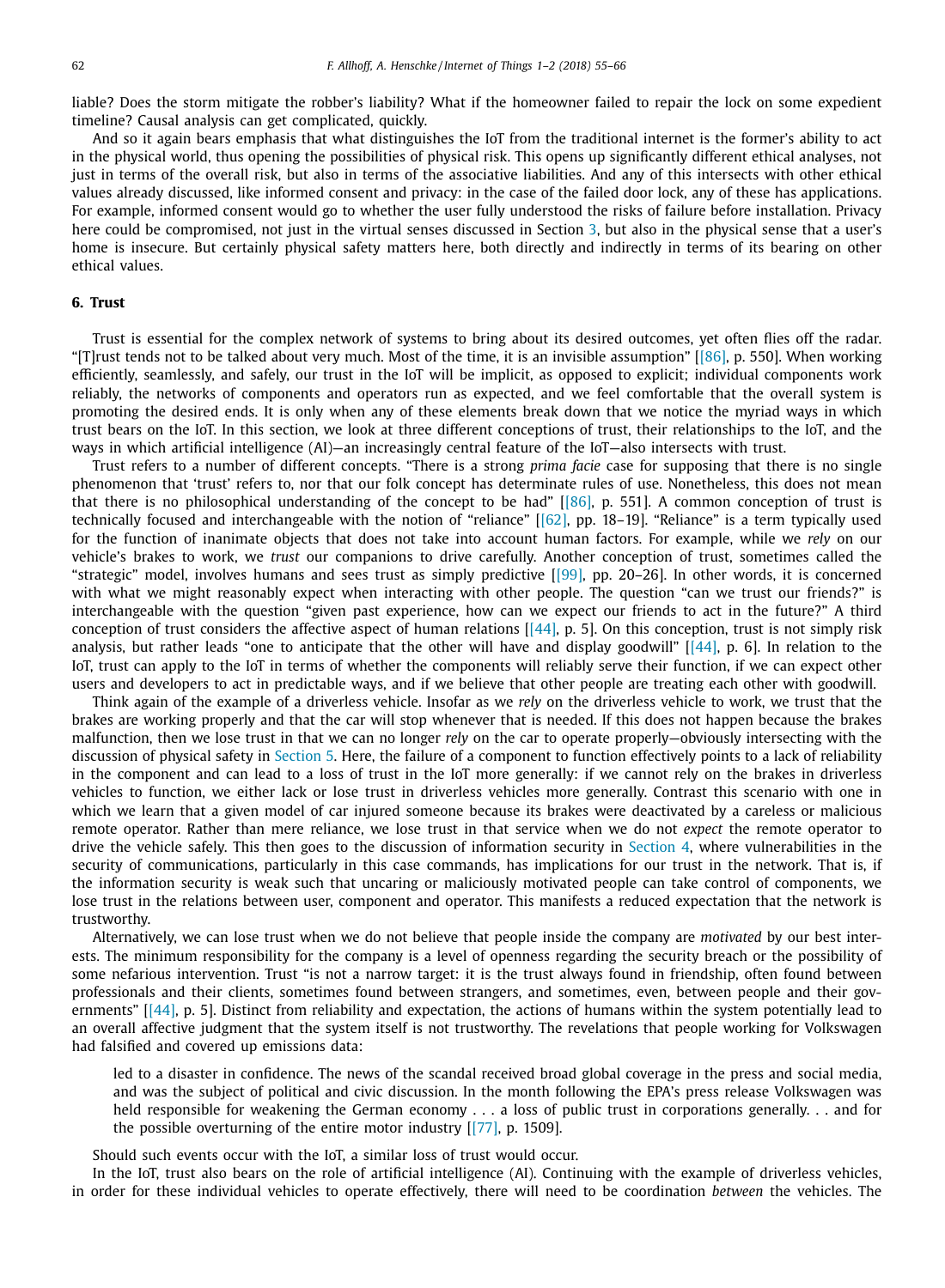liable? Does the storm mitigate the robber's liability? What if the homeowner failed to repair the lock on some expedient timeline? Causal analysis can get complicated, quickly.

And so it again bears emphasis that what distinguishes the IoT from the traditional internet is the former's ability to act in the physical world, thus opening the possibilities of physical risk. This opens up significantly different ethical analyses, not just in terms of the overall risk, but also in terms of the associative liabilities. And any of this intersects with other ethical values already discussed, like informed consent and privacy: in the case of the failed door lock, any of these has applications. For example, informed consent would go to whether the user fully understood the risks of failure before installation. Privacy here could be compromised, not just in the virtual senses discussed in Section 3, but also in the physical sense that a user's home is insecure. But certainly physical safety matters here, both directly and indirectly in terms of its bearing on other ethical values.

## 6. Trust

Trust is essential for the complex network of systems to bring about its desired outcomes, yet often flies off the radar. "[T]rust tends not to be talked about very much. Most of the time, it is an invisible assumption" [[86], p. 550]. When working efficiently, seamlessly, and safely, our trust in the IoT will be implicit, as opposed to explicit; individual components work reliably, the networks of components and operators run as expected, and we feel comfortable that the overall system is promoting the desired ends. It is only when any of these elements break down that we notice the myriad ways in which trust bears on the IoT. In this section, we look at three different conceptions of trust, their relationships to the IoT, and the ways in which artificial intelligence (AI)—an increasingly central feature of the IoT—also intersects with trust.

Trust refers to a number of different concepts. "There is a strong *prima facie* case for supposing that there is no single phenomenon that 'trust' refers to, nor that our folk concept has determinate rules of use. Nonetheless, this does not mean that there is no philosophical understanding of the concept to be had" [[86], p. 551]. A common conception of trust is technically focused and interchangeable with the notion of "reliance" [[62], pp. 18–19]. "Reliance" is a term typically used for the function of inanimate objects that does not take into account human factors. For example, while we *rely* on our vehicle's brakes to work, we *trust* our companions to drive carefully. Another conception of trust, sometimes called the "strategic" model, involves humans and sees trust as simply predictive [[99], pp. 20–26]. In other words, it is concerned with what we might reasonably expect when interacting with other people. The question "can we trust our friends?" is interchangeable with the question "given past experience, how can we expect our friends to act in the future?" A third conception of trust considers the affective aspect of human relations [[44], p. 5]. On this conception, trust is not simply risk analysis, but rather leads "one to anticipate that the other will have and display goodwill" [[44], p. 6]. In relation to the IoT, trust can apply to the IoT in terms of whether the components will reliably serve their function, if we can expect other users and developers to act in predictable ways, and if we believe that other people are treating each other with goodwill.

Think again of the example of a driverless vehicle. Insofar as we *rely* on the driverless vehicle to work, we trust that the brakes are working properly and that the car will stop whenever that is needed. If this does not happen because the brakes malfunction, then we lose trust in that we can no longer *rely* on the car to operate properly—obviously intersecting with the discussion of physical safety in Section 5. Here, the failure of a component to function effectively points to a lack of reliability in the component and can lead to a loss of trust in the IoT more generally: if we cannot rely on the brakes in driverless vehicles to function, we either lack or lose trust in driverless vehicles more generally. Contrast this scenario with one in which we learn that a given model of car injured someone because its brakes were deactivated by a careless or malicious remote operator. Rather than mere reliance, we lose trust in that service when we do not *expect* the remote operator to drive the vehicle safely. This then goes to the discussion of information security in Section 4, where vulnerabilities in the security of communications, particularly in this case commands, has implications for our trust in the network. That is, if the information security is weak such that uncaring or maliciously motivated people can take control of components, we lose trust in the relations between user, component and operator. This manifests a reduced expectation that the network is trustworthy.

Alternatively, we can lose trust when we do not believe that people inside the company are *motivated* by our best interests. The minimum responsibility for the company is a level of openness regarding the security breach or the possibility of some nefarious intervention. Trust "is not a narrow target: it is the trust always found in friendship, often found between professionals and their clients, sometimes found between strangers, and sometimes, even, between people and their governments" [[44], p. 5]. Distinct from reliability and expectation, the actions of humans within the system potentially lead to an overall affective judgment that the system itself is not trustworthy. The revelations that people working for Volkswagen had falsified and covered up emissions data:

> led to a disaster in confidence. The news of the scandal received broad global coverage in the press and social media, and was the subject of political and civic discussion. In the month following the EPA's press release Volkswagen was held responsible for weakening the German economy . . . a loss of public trust in corporations generally. . . and for the possible overturning of the entire motor industry [[77], p. 1509].

Should such events occur with the IoT, a similar loss of trust would occur.

In the IoT, trust also bears on the role of artificial intelligence (AI). Continuing with the example of driverless vehicles, in order for these individual vehicles to operate effectively, there will need to be coordination *between* the vehicles. The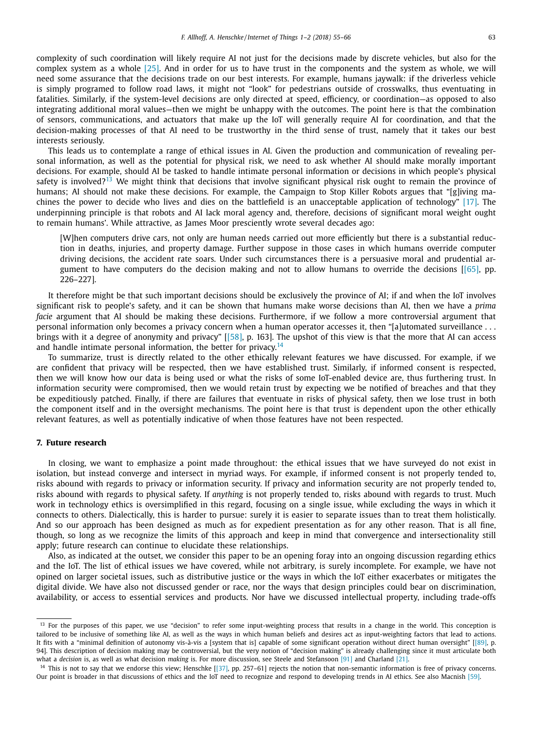complexity of such coordination will likely require AI not just for the decisions made by discrete vehicles, but also for the complex system as a whole [25]. And in order for us to have trust in the components and the system as whole, we will need some assurance that the decisions trade on our best interests. For example, humans jaywalk: if the driverless vehicle is simply programed to follow road laws, it might not "look" for pedestrians outside of crosswalks, thus eventuating in fatalities. Similarly, if the system-level decisions are only directed at speed, efficiency, or coordination—as opposed to also integrating additional moral values—then we might be unhappy with the outcomes. The point here is that the combination of sensors, communications, and actuators that make up the IoT will generally require AI for coordination, and that the decision-making processes of that AI need to be trustworthy in the third sense of trust, namely that it takes our best interests seriously.

This leads us to contemplate a range of ethical issues in AI. Given the production and communication of revealing personal information, as well as the potential for physical risk, we need to ask whether AI should make morally important decisions. For example, should AI be tasked to handle intimate personal information or decisions in which people's physical safety is involved?[13] We might think that decisions that involve significant physical risk ought to remain the province of humans; AI should not make these decisions. For example, the Campaign to Stop Killer Robots argues that "[g]iving machines the power to decide who lives and dies on the battlefield is an unacceptable application of technology" [17]. The underpinning principle is that robots and AI lack moral agency and, therefore, decisions of significant moral weight ought to remain humans'. While attractive, as James Moor presciently wrote several decades ago:

> [W]hen computers drive cars, not only are human needs carried out more efficiently but there is a substantial reduction in deaths, injuries, and property damage. Further suppose in those cases in which humans override computer driving decisions, the accident rate soars. Under such circumstances there is a persuasive moral and prudential argument to have computers do the decision making and not to allow humans to override the decisions [[65], pp. 226–227].

It therefore might be that such important decisions should be exclusively the province of AI; if and when the IoT involves significant risk to people's safety, and it can be shown that humans make worse decisions than AI, then we have a *prima facie* argument that AI should be making these decisions. Furthermore, if we follow a more controversial argument that personal information only becomes a privacy concern when a human operator accesses it, then "[a]utomated surveillance . . . brings with it a degree of anonymity and privacy" [[58], p. 163]. The upshot of this view is that the more that AI can access and handle intimate personal information, the better for privacy.[14]

To summarize, trust is directly related to the other ethically relevant features we have discussed. For example, if we are confident that privacy will be respected, then we have established trust. Similarly, if informed consent is respected, then we will know how our data is being used or what the risks of some IoT-enabled device are, thus furthering trust. In information security were compromised, then we would retain trust by expecting we be notified of breaches and that they be expeditiously patched. Finally, if there are failures that eventuate in risks of physical safety, then we lose trust in both the component itself and in the oversight mechanisms. The point here is that trust is dependent upon the other ethically relevant features, as well as potentially indicative of when those features have not been respected.

## 7. Future research

In closing, we want to emphasize a point made throughout: the ethical issues that we have surveyed do not exist in isolation, but instead converge and intersect in myriad ways. For example, if informed consent is not properly tended to, risks abound with regards to privacy or information security. If privacy and information security are not properly tended to, risks abound with regards to physical safety. If *anything* is not properly tended to, risks abound with regards to trust. Much work in technology ethics is oversimplified in this regard, focusing on a single issue, while excluding the ways in which it connects to others. Dialectically, this is harder to pursue: surely it is easier to separate issues than to treat them holistically. And so our approach has been designed as much as for expedient presentation as for any other reason. That is all fine, though, so long as we recognize the limits of this approach and keep in mind that convergence and intersectionality still apply; future research can continue to elucidate these relationships.

Also, as indicated at the outset, we consider this paper to be an opening foray into an ongoing discussion regarding ethics and the IoT. The list of ethical issues we have covered, while not arbitrary, is surely incomplete. For example, we have not opined on larger societal issues, such as distributive justice or the ways in which the IoT either exacerbates or mitigates the digital divide. We have also not discussed gender or race, nor the ways that design principles could bear on discrimination, availability, or access to essential services and products. Nor have we discussed intellectual property, including trade-offs

---

[13] For the purposes of this paper, we use "decision" to refer some input-weighting process that results in a change in the world. This conception is tailored to be inclusive of something like AI, as well as the ways in which human beliefs and desires act as input-weighting factors that lead to actions. It fits with a "minimal definition of autonomy vis-à-vis a [system that is] capable of some significant operation without direct human oversight" [[89], p. 94]. This description of decision making may be controversial, but the very notion of "decision making" is already challenging since it must articulate both what a *decision* is, as well as what decision *making* is. For more discussion, see Steele and Stefansson [91] and Charland [21].

[14] This is not to say that we endorse this view; Henschke [[37], pp. 257–61] rejects the notion that non-semantic information is free of privacy concerns. Our point is broader in that discussions of ethics and the IoT need to recognize and respond to developing trends in AI ethics. See also Macnish [59].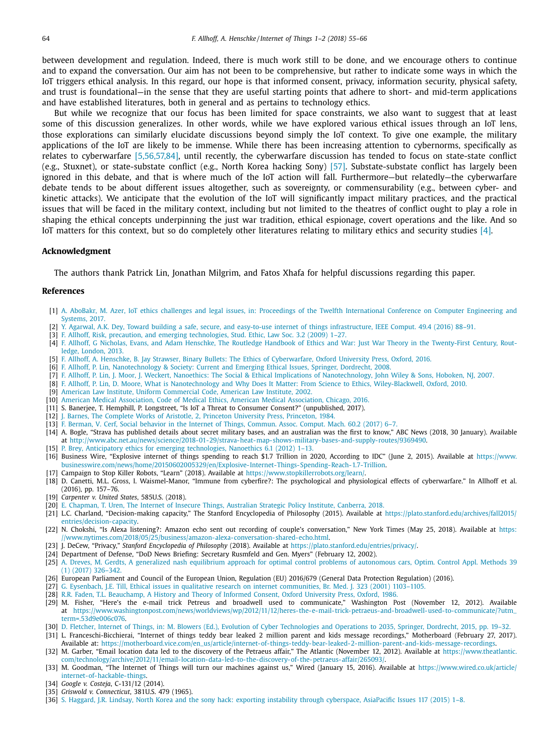between development and regulation. Indeed, there is much work still to be done, and we encourage others to continue and to expand the conversation. Our aim has not been to be comprehensive, but rather to indicate some ways in which the IoT triggers ethical analysis. In this regard, our hope is that informed consent, privacy, information security, physical safety, and trust is foundational—in the sense that they are useful starting points that adhere to short- and mid-term applications and have established literatures, both in general and as pertains to technology ethics.

But while we recognize that our focus has been limited for space constraints, we also want to suggest that at least some of this discussion generalizes. In other words, while we have explored various ethical issues through an IoT lens, those explorations can similarly elucidate discussions beyond simply the IoT context. To give one example, the military applications of the IoT are likely to be immense. While there has been increasing attention to cybernorms, specifically as relates to cyberwarfare [5,56,57,84], until recently, the cyberwarfare discussion has tended to focus on state-state conflict (e.g., Stuxnet), or state-substate conflict (e.g., North Korea hacking Sony) [57]. Substate-substate conflict has largely been ignored in this debate, and that is where much of the IoT action will fall. Furthermore—but relatedly—the cyberwarfare debate tends to be about different issues altogether, such as sovereignty, or commensurability (e.g., between cyber- and kinetic attacks). We anticipate that the evolution of the IoT will significantly impact military practices, and the practical issues that will be faced in the military context, including but not limited to the theatres of conflict ought to play a role in shaping the ethical concepts underpinning the just war tradition, ethical espionage, covert operations and the like. And so IoT matters for this context, but so do completely other literatures relating to military ethics and security studies [4].

## Acknowledgment

The authors thank Patrick Lin, Jonathan Milgrim, and Fatos Xhafa for helpful discussions regarding this paper.

## References

[1] A. AboBakr, M. Azer, IoT ethics challenges and legal issues, in: Proceedings of the Twelfth International Conference on Computer Engineering and Systems, 2017.
[2] Y. Agarwal, A.K. Dey, Toward building a safe, secure, and easy-to-use internet of things infrastructure, IEEE Comput. 49.4 (2016) 88–91.
[3] F. Allhoff, Risk, precaution, and emerging technologies, Stud. Ethic, Law Soc. 3.2 (2009) 1–27.
[4] F. Allhoff, G Nicholas, Evans, and Adam Henschke, The Routledge Handbook of Ethics and War: Just War Theory in the Twenty-First Century, Routledge, London, 2013.
[5] F. Allhoff, A. Henschke, B. Jay Strawser, Binary Bullets: The Ethics of Cyberwarfare, Oxford University Press, Oxford, 2016.
[6] F. Allhoff, P. Lin, Nanotechnology & Society: Current and Emerging Ethical Issues, Springer, Dordrecht, 2008.
[7] F. Allhoff, P. Lin, J. Moor, J. Weckert, Nanoethics: The Social & Ethical Implications of Nanotechnology, John Wiley & Sons, Hoboken, NJ, 2007.
[8] F. Allhoff, P. Lin, D. Moore, What is Nanotechnology and Why Does It Matter: From Science to Ethics, Wiley-Blackwell, Oxford, 2010.
[9] American Law Institute, Uniform Commercial Code, American Law Institute, 2002.
[10] American Medical Association, Code of Medical Ethics, American Medical Association, Chicago, 2016.
[11] S. Banerjee, T. Hemphill, P. Longstreet, "Is IoT a Threat to Consumer Consent?" (unpublished, 2017).
[12] J. Barnes, The Complete Works of Aristotle, 2, Princeton University Press, Princeton, 1984.
[13] F. Berman, V. Cerf, Social behavior in the Internet of Things, Commun. Assoc. Comput. Mach. 60.2 (2017) 6–7.
[14] A. Bogle, "Strava has published details about secret military bases, and an australian was the first to know," ABC News (2018, 30 January). Available at http://www.abc.net.au/news/science/2018-01-29/strava-heat-map-shows-military-bases-and-supply-routes/9369490.
[15] P. Brey, Anticipatory ethics for emerging technologies, Nanoethics 6.1 (2012) 1–13.
[16] Business Wire, "Explosive internet of things spending to reach $1.7 Trillion in 2020, According to IDC" (June 2, 2015). Available at https://www.businesswire.com/news/home/20150602005329/en/Explosive-Internet-Things-Spending-Reach-1.7-Trillion.
[17] Campaign to Stop Killer Robots, "Learn" (2018). Available at https://www.stopkillerrobots.org/learn/.
[18] D. Canetti, M.L. Gross, I. Waismel-Manor, "Immune from cyberfire?: The psychological and physiological effects of cyberwarfare." In Allhoff et al. (2016), pp. 157–76.
[19] *Carpenter v. United States*, 585U.S. (2018).
[20] E. Chapman, T. Uren, The Internet of Insecure Things, Australian Strategic Policy Institute, Canberra, 2018.
[21] L.C. Charland, "Decision-making capacity," The Stanford Encyclopedia of Philosophy (2015). Available at https://plato.stanford.edu/archives/fall2015/entries/decision-capacity.
[22] N. Chokshi, "Is Alexa listening?: Amazon echo sent out recording of couple's conversation," New York Times (May 25, 2018). Available at https://www.nytimes.com/2018/05/25/business/amazon-alexa-conversation-shared-echo.html.
[23] J. DeCew, "Privacy," *Stanford Encyclopedia of Philosophy* (2018). Available at https://plato.stanford.edu/entries/privacy/.
[24] Department of Defense, "DoD News Briefing: Secretary Rusmfeld and Gen. Myers" (February 12, 2002).
[25] A. Dreves, M. Gerdts, A generalized nash equilibrium approach for optimal control problems of autonomous cars, Optim. Control Appl. Methods 39 (1) (2017) 326–342.
[26] European Parliament and Council of the European Union, Regulation (EU) 2016/679 (General Data Protection Regulation) (2016).
[27] G. Eysenbach, J.E. Till, Ethical issues in qualitative research on internet communities, Br. Med. J. 323 (2001) 1103–1105.
[28] R.R. Faden, T.L. Beauchamp, A History and Theory of Informed Consent, Oxford University Press, Oxford, 1986.
[29] M. Fisher, "Here's the e-mail trick Petreus and broadwell used to communicate," Washington Post (November 12, 2012). Available at https://www.washingtonpost.com/news/worldviews/wp/2012/11/12/heres-the-e-mail-trick-petraeus-and-broadwell-used-to-communicate/?utm_term=.53d9e006c076.
[30] D. Fletcher, Internet of Things, in: M. Blowers (Ed.), Evolution of Cyber Technologies and Operations to 2035, Springer, Dordrecht, 2015, pp. 19–32.
[31] L. Franceschi-Bicchierai, "Internet of things teddy bear leaked 2 million parent and kids message recordings," Motherboard (February 27, 2017). Available at: https://motherboard.vice.com/en_us/article/internet-of-things-teddy-bear-leaked-2-million-parent-and-kids-message-recordings.
[32] M. Garber, "Email location data led to the discovery of the Petraeus affair," The Atlantic (November 12, 2012). Available at https://www.theatlantic.com/technology/archive/2012/11/email-location-data-led-to-the-discovery-of-the-petraeus-affair/265093/.
[33] M. Goodman, "The Internet of Things will turn our machines against us," Wired (January 15, 2016). Available at https://www.wired.co.uk/article/internet-of-hackable-things.
[34] *Google v. Costeja*, C-131/12 (2014).
[35] *Griswold v. Connecticut*, 381U.S. 479 (1965).
[36] S. Haggard, J.R. Lindsay, North Korea and the sony hack: exporting instability through cyberspace, AsiaPacific Issues 117 (2015) 1–8.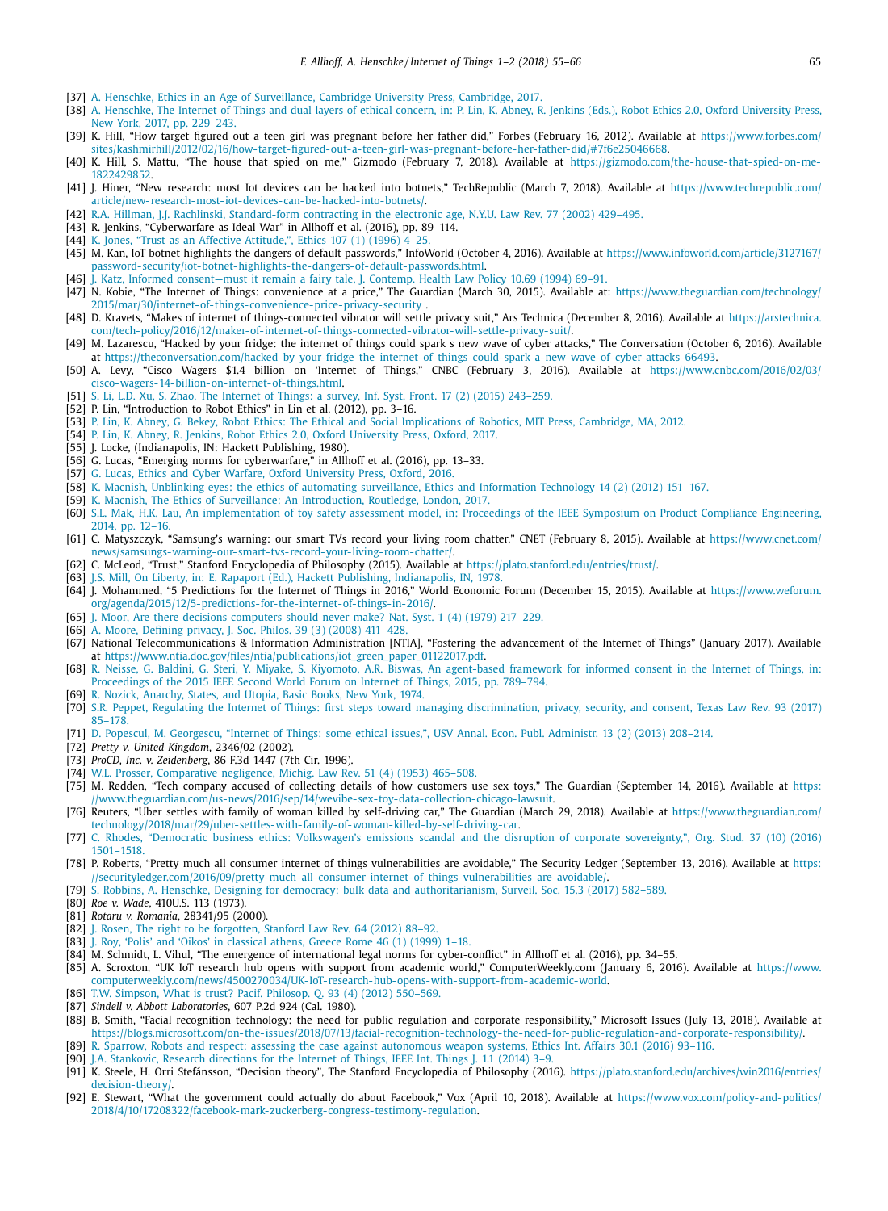[37] A. Henschke, Ethics in an Age of Surveillance, Cambridge University Press, Cambridge, 2017.

[38] A. Henschke, The Internet of Things and dual layers of ethical concern, in: P. Lin, K. Abney, R. Jenkins (Eds.), Robot Ethics 2.0, Oxford University Press, New York, 2017, pp. 229–243.

[39] K. Hill, "How target figured out a teen girl was pregnant before her father did," Forbes (February 16, 2012). Available at https://www.forbes.com/sites/kashmirhill/2012/02/16/how-target-figured-out-a-teen-girl-was-pregnant-before-her-father-did/#7f6e25046668.

[40] K. Hill, S. Mattu, "The house that spied on me," Gizmodo (February 7, 2018). Available at https://gizmodo.com/the-house-that-spied-on-me-1822429852.

[41] J. Hiner, "New research: most Iot devices can be hacked into botnets," TechRepublic (March 7, 2018). Available at https://www.techrepublic.com/article/new-research-most-iot-devices-can-be-hacked-into-botnets/.

[42] R.A. Hillman, J.J. Rachlinski, Standard-form contracting in the electronic age, N.Y.U. Law Rev. 77 (2002) 429–495.

[43] R. Jenkins, "Cyberwarfare as Ideal War" in Allhoff et al. (2016), pp. 89–114.

[44] K. Jones, "Trust as an Affective Attitude,", Ethics 107 (1) (1996) 4–25.

[45] M. Kan, IoT botnet highlights the dangers of default passwords," InfoWorld (October 4, 2016). Available at https://www.infoworld.com/article/3127167/password-security/iot-botnet-highlights-the-dangers-of-default-passwords.html.

[46] J. Katz, Informed consent—must it remain a fairy tale, J. Contemp. Health Law Policy 10.69 (1994) 69–91.

[47] N. Kobie, "The Internet of Things: convenience at a price," The Guardian (March 30, 2015). Available at: https://www.theguardian.com/technology/2015/mar/30/internet-of-things-convenience-price-privacy-security .

[48] D. Kravets, "Makes of internet of things-connected vibrator will settle privacy suit," Ars Technica (December 8, 2016). Available at https://arstechnica.com/tech-policy/2016/12/maker-of-internet-of-things-connected-vibrator-will-settle-privacy-suit/.

[49] M. Lazarescu, "Hacked by your fridge: the internet of things could spark s new wave of cyber attacks," The Conversation (October 6, 2016). Available at https://theconversation.com/hacked-by-your-fridge-the-internet-of-things-could-spark-a-new-wave-of-cyber-attacks-66493.

[50] A. Levy, "Cisco Wagers $1.4 billion on 'Internet of Things," CNBC (February 3, 2016). Available at https://www.cnbc.com/2016/02/03/cisco-wagers-14-billion-on-internet-of-things.html.

[51] S. Li, L.D. Xu, S. Zhao, The Internet of Things: a survey, Inf. Syst. Front. 17 (2) (2015) 243–259.

[52] P. Lin, "Introduction to Robot Ethics" in Lin et al. (2012), pp. 3–16.

[53] P. Lin, K. Abney, G. Bekey, Robot Ethics: The Ethical and Social Implications of Robotics, MIT Press, Cambridge, MA, 2012.

[54] P. Lin, K. Abney, R. Jenkins, Robot Ethics 2.0, Oxford University Press, Oxford, 2017.

[55] J. Locke, (Indianapolis, IN: Hackett Publishing, 1980).

[56] G. Lucas, "Emerging norms for cyberwarfare," in Allhoff et al. (2016), pp. 13–33.

[57] G. Lucas, Ethics and Cyber Warfare, Oxford University Press, Oxford, 2016.

[58] K. Macnish, Unblinking eyes: the ethics of automating surveillance, Ethics and Information Technology 14 (2) (2012) 151–167.

[59] K. Macnish, The Ethics of Surveillance: An Introduction, Routledge, London, 2017.

[60] S.L. Mak, H.K. Lau, An implementation of toy safety assessment model, in: Proceedings of the IEEE Symposium on Product Compliance Engineering, 2014, pp. 12–16.

[61] C. Matyszczyk, "Samsung's warning: our smart TVs record your living room chatter," CNET (February 8, 2015). Available at https://www.cnet.com/news/samsungs-warning-our-smart-tvs-record-your-living-room-chatter/.

[62] C. McLeod, "Trust," Stanford Encyclopedia of Philosophy (2015). Available at https://plato.stanford.edu/entries/trust/.

[63] J.S. Mill, On Liberty, in: E. Rapaport (Ed.), Hackett Publishing, Indianapolis, IN, 1978.

[64] J. Mohammed, "5 Predictions for the Internet of Things in 2016," World Economic Forum (December 15, 2015). Available at https://www.weforum.org/agenda/2015/12/5-predictions-for-the-internet-of-things-in-2016/.

[65] J. Moor, Are there decisions computers should never make? Nat. Syst. 1 (4) (1979) 217–229.

[66] A. Moore, Defining privacy, J. Soc. Philos. 39 (3) (2008) 411–428.

[67] National Telecommunications & Information Administration [NTIA], "Fostering the advancement of the Internet of Things" (January 2017). Available at https://www.ntia.doc.gov/files/ntia/publications/iot_green_paper_01122017.pdf.

[68] R. Neisse, G. Baldini, G. Steri, Y. Miyake, S. Kiyomoto, A.R. Biswas, An agent-based framework for informed consent in the Internet of Things, in: Proceedings of the 2015 IEEE Second World Forum on Internet of Things, 2015, pp. 789–794.

[69] R. Nozick, Anarchy, States, and Utopia, Basic Books, New York, 1974.

[70] S.R. Peppet, Regulating the Internet of Things: first steps toward managing discrimination, privacy, security, and consent, Texas Law Rev. 93 (2017) 85–178.

[71] D. Popescul, M. Georgescu, "Internet of Things: some ethical issues,", USV Annal. Econ. Publ. Administr. 13 (2) (2013) 208–214.

[72] *Pretty v. United Kingdom*, 2346/02 (2002).

[73] *ProCD, Inc. v. Zeidenberg*, 86 F.3d 1447 (7th Cir. 1996).

[74] W.L. Prosser, Comparative negligence, Michig. Law Rev. 51 (4) (1953) 465–508.

[75] M. Redden, "Tech company accused of collecting details of how customers use sex toys," The Guardian (September 14, 2016). Available at https://www.theguardian.com/us-news/2016/sep/14/wevibe-sex-toy-data-collection-chicago-lawsuit.

[76] Reuters, "Uber settles with family of woman killed by self-driving car," The Guardian (March 29, 2018). Available at https://www.theguardian.com/technology/2018/mar/29/uber-settles-with-family-of-woman-killed-by-self-driving-car.

[77] C. Rhodes, "Democratic business ethics: Volkswagen's emissions scandal and the disruption of corporate sovereignty,", Org. Stud. 37 (10) (2016) 1501–1518.

[78] P. Roberts, "Pretty much all consumer internet of things vulnerabilities are avoidable," The Security Ledger (September 13, 2016). Available at https://securityledger.com/2016/09/pretty-much-all-consumer-internet-of-things-vulnerabilities-are-avoidable/.

[79] S. Robbins, A. Henschke, Designing for democracy: bulk data and authoritarianism, Surveil. Soc. 15.3 (2017) 582–589.

[80] *Roe v. Wade*, 410U.S. 113 (1973).

[81] *Rotaru v. Romania*, 28341/95 (2000).

[82] J. Rosen, The right to be forgotten, Stanford Law Rev. 64 (2012) 88–92.

[83] J. Roy, 'Polis' and 'Oikos' in classical athens, Greece Rome 46 (1) (1999) 1–18.

[84] M. Schmidt, L. Vihul, "The emergence of international legal norms for cyber-conflict" in Allhoff et al. (2016), pp. 34–55.

[85] A. Scroxton, "UK IoT research hub opens with support from academic world," ComputerWeekly.com (January 6, 2016). Available at https://www.computerweekly.com/news/4500270034/UK-IoT-research-hub-opens-with-support-from-academic-world.

[86] T.W. Simpson, What is trust? Pacif. Philosop. Q. 93 (4) (2012) 550–569.

[87] *Sindell v. Abbott Laboratories*, 607 P.2d 924 (Cal. 1980).

[88] B. Smith, "Facial recognition technology: the need for public regulation and corporate responsibility," Microsoft Issues (July 13, 2018). Available at https://blogs.microsoft.com/on-the-issues/2018/07/13/facial-recognition-technology-the-need-for-public-regulation-and-corporate-responsibility/.

[89] R. Sparrow, Robots and respect: assessing the case against autonomous weapon systems, Ethics Int. Affairs 30.1 (2016) 93–116.

[90] J.A. Stankovic, Research directions for the Internet of Things, IEEE Int. Things J. 1.1 (2014) 3–9.

[91] K. Steele, H. Orri Stefánsson, "Decision theory", The Stanford Encyclopedia of Philosophy (2016). https://plato.stanford.edu/archives/win2016/entries/decision-theory/.

[92] E. Stewart, "What the government could actually do about Facebook," Vox (April 10, 2018). Available at https://www.vox.com/policy-and-politics/2018/4/10/17208322/facebook-mark-zuckerberg-congress-testimony-regulation.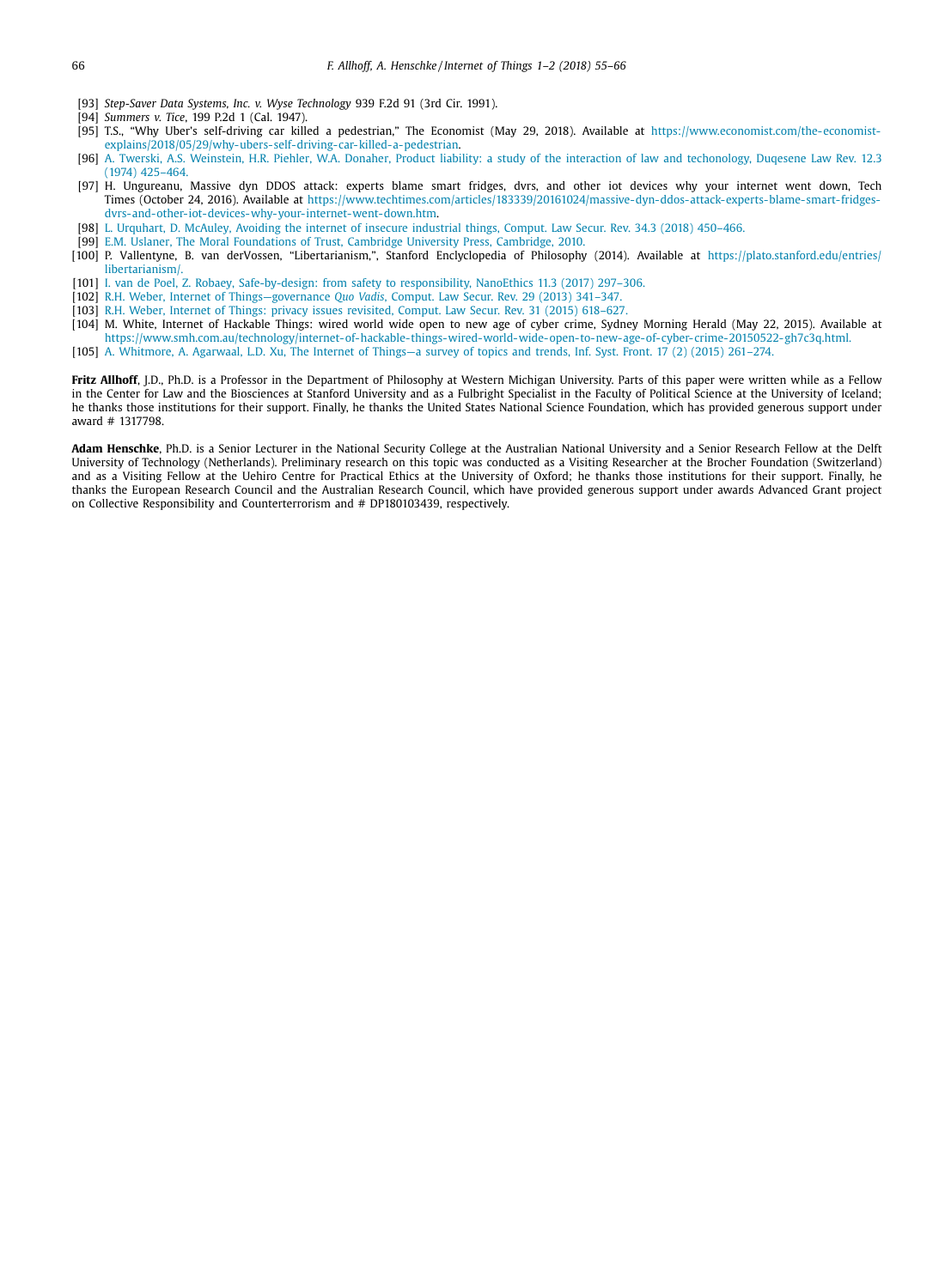[93] *Step-Saver Data Systems, Inc. v. Wyse Technology* 939 F.2d 91 (3rd Cir. 1991).
[94] *Summers v. Tice*, 199 P.2d 1 (Cal. 1947).
[95] T.S., "Why Uber's self-driving car killed a pedestrian," The Economist (May 29, 2018). Available at https://www.economist.com/the-economist-explains/2018/05/29/why-ubers-self-driving-car-killed-a-pedestrian.
[96] A. Twerski, A.S. Weinstein, H.R. Piehler, W.A. Donaher, Product liability: a study of the interaction of law and techonology, Duqesene Law Rev. 12.3 (1974) 425–464.
[97] H. Ungureanu, Massive dyn DDOS attack: experts blame smart fridges, dvrs, and other iot devices why your internet went down, Tech Times (October 24, 2016). Available at https://www.techtimes.com/articles/183339/20161024/massive-dyn-ddos-attack-experts-blame-smart-fridges-dvrs-and-other-iot-devices-why-your-internet-went-down.htm.
[98] L. Urquhart, D. McAuley, Avoiding the internet of insecure industrial things, Comput. Law Secur. Rev. 34.3 (2018) 450–466.
[99] E.M. Uslaner, The Moral Foundations of Trust, Cambridge University Press, Cambridge, 2010.
[100] P. Vallentyne, B. van derVossen, "Libertarianism,", Stanford Enclyclopedia of Philosophy (2014). Available at https://plato.stanford.edu/entries/libertarianism/.
[101] I. van de Poel, Z. Robaey, Safe-by-design: from safety to responsibility, NanoEthics 11.3 (2017) 297–306.
[102] R.H. Weber, Internet of Things—governance *Quo Vadis*, Comput. Law Secur. Rev. 29 (2013) 341–347.
[103] R.H. Weber, Internet of Things: privacy issues revisited, Comput. Law Secur. Rev. 31 (2015) 618–627.
[104] M. White, Internet of Hackable Things: wired world wide open to new age of cyber crime, Sydney Morning Herald (May 22, 2015). Available at https://www.smh.com.au/technology/internet-of-hackable-things-wired-world-wide-open-to-new-age-of-cyber-crime-20150522-gh7c3q.html.
[105] A. Whitmore, A. Agarwaal, L.D. Xu, The Internet of Things—a survey of topics and trends, Inf. Syst. Front. 17 (2) (2015) 261–274.

**Fritz Allhoff**, J.D., Ph.D. is a Professor in the Department of Philosophy at Western Michigan University. Parts of this paper were written while as a Fellow in the Center for Law and the Biosciences at Stanford University and as a Fulbright Specialist in the Faculty of Political Science at the University of Iceland; he thanks those institutions for their support. Finally, he thanks the United States National Science Foundation, which has provided generous support under award # 1317798.

**Adam Henschke**, Ph.D. is a Senior Lecturer in the National Security College at the Australian National University and a Senior Research Fellow at the Delft University of Technology (Netherlands). Preliminary research on this topic was conducted as a Visiting Researcher at the Brocher Foundation (Switzerland) and as a Visiting Fellow at the Uehiro Centre for Practical Ethics at the University of Oxford; he thanks those institutions for their support. Finally, he thanks the European Research Council and the Australian Research Council, which have provided generous support under awards Advanced Grant project on Collective Responsibility and Counterterrorism and # DP180103439, respectively.